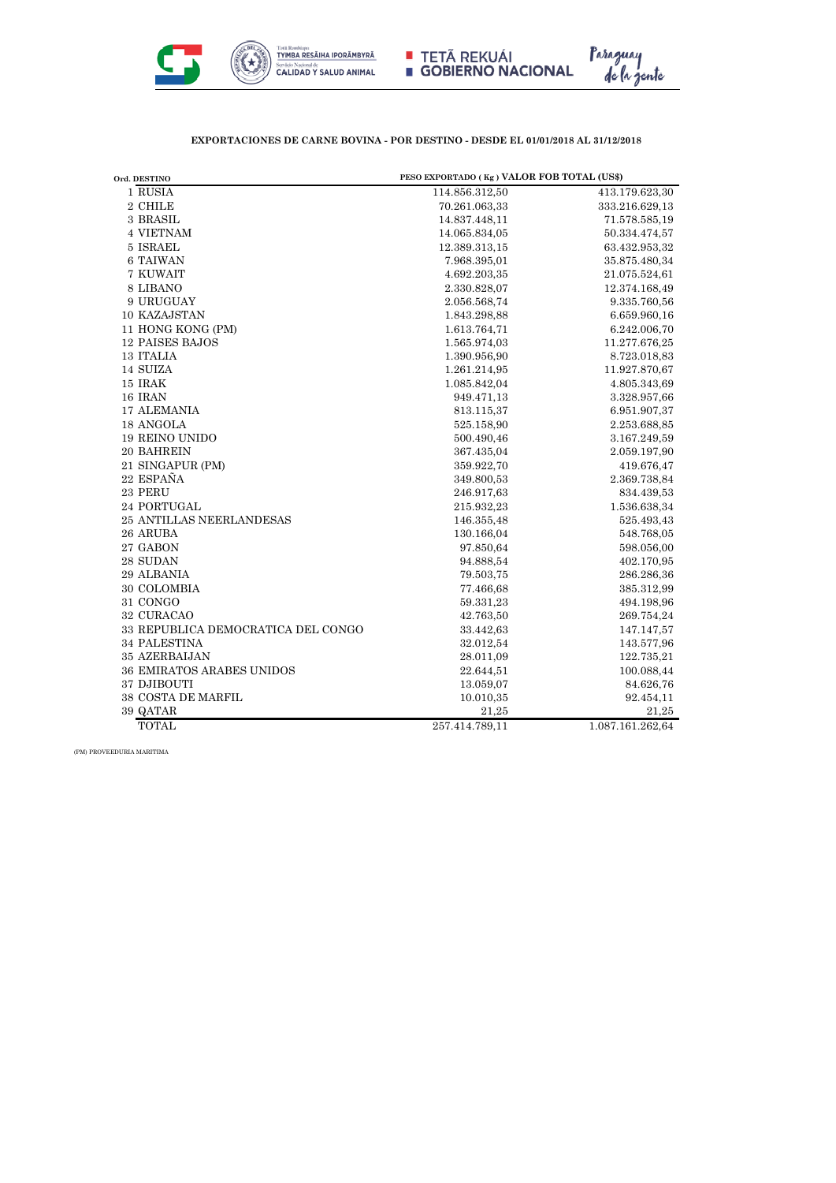**EXPORTACIONES DE CARNE BOVINA - POR DESTINO - DESDE EL 01/01/2018 AL 31/12/2018**

| Ord. | DESTINO | PESO EXPORTADO ( Kg ) | VALOR FOB TOTAL (US$) |
|---|---|---|---|
| 1 | RUSIA | 114.856.312,50 | 413.179.623,30 |
| 2 | CHILE | 70.261.063,33 | 333.216.629,13 |
| 3 | BRASIL | 14.837.448,11 | 71.578.585,19 |
| 4 | VIETNAM | 14.065.834,05 | 50.334.474,57 |
| 5 | ISRAEL | 12.389.313,15 | 63.432.953,32 |
| 6 | TAIWAN | 7.968.395,01 | 35.875.480,34 |
| 7 | KUWAIT | 4.692.203,35 | 21.075.524,61 |
| 8 | LIBANO | 2.330.828,07 | 12.374.168,49 |
| 9 | URUGUAY | 2.056.568,74 | 9.335.760,56 |
| 10 | KAZAJSTAN | 1.843.298,88 | 6.659.960,16 |
| 11 | HONG KONG (PM) | 1.613.764,71 | 6.242.006,70 |
| 12 | PAISES BAJOS | 1.565.974,03 | 11.277.676,25 |
| 13 | ITALIA | 1.390.956,90 | 8.723.018,83 |
| 14 | SUIZA | 1.261.214,95 | 11.927.870,67 |
| 15 | IRAK | 1.085.842,04 | 4.805.343,69 |
| 16 | IRAN | 949.471,13 | 3.328.957,66 |
| 17 | ALEMANIA | 813.115,37 | 6.951.907,37 |
| 18 | ANGOLA | 525.158,90 | 2.253.688,85 |
| 19 | REINO UNIDO | 500.490,46 | 3.167.249,59 |
| 20 | BAHREIN | 367.435,04 | 2.059.197,90 |
| 21 | SINGAPUR (PM) | 359.922,70 | 419.676,47 |
| 22 | ESPAÑA | 349.800,53 | 2.369.738,84 |
| 23 | PERU | 246.917,63 | 834.439,53 |
| 24 | PORTUGAL | 215.932,23 | 1.536.638,34 |
| 25 | ANTILLAS NEERLANDESAS | 146.355,48 | 525.493,43 |
| 26 | ARUBA | 130.166,04 | 548.768,05 |
| 27 | GABON | 97.850,64 | 598.056,00 |
| 28 | SUDAN | 94.888,54 | 402.170,95 |
| 29 | ALBANIA | 79.503,75 | 286.286,36 |
| 30 | COLOMBIA | 77.466,68 | 385.312,99 |
| 31 | CONGO | 59.331,23 | 494.198,96 |
| 32 | CURACAO | 42.763,50 | 269.754,24 |
| 33 | REPUBLICA DEMOCRATICA DEL CONGO | 33.442,63 | 147.147,57 |
| 34 | PALESTINA | 32.012,54 | 143.577,96 |
| 35 | AZERBAIJAN | 28.011,09 | 122.735,21 |
| 36 | EMIRATOS ARABES UNIDOS | 22.644,51 | 100.088,44 |
| 37 | DJIBOUTI | 13.059,07 | 84.626,76 |
| 38 | COSTA DE MARFIL | 10.010,35 | 92.454,11 |
| 39 | QATAR | 21,25 | 21,25 |
| | TOTAL | 257.414.789,11 | 1.087.161.262,64 |

(PM) PROVEEDURIA MARITIMA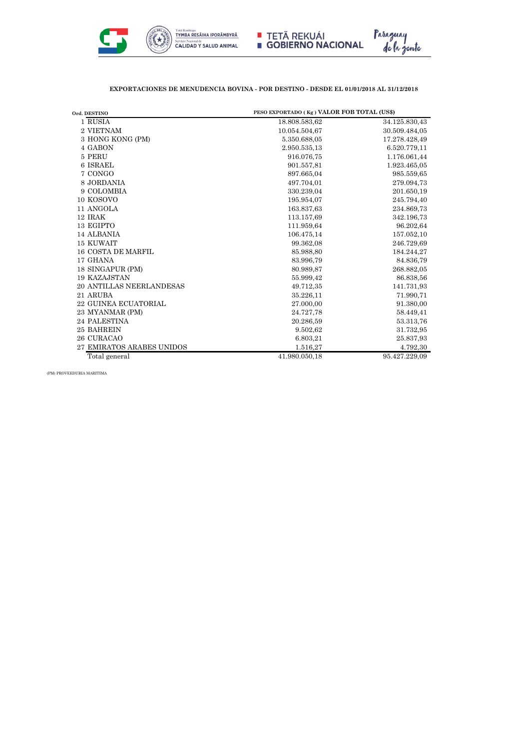**EXPORTACIONES DE MENUDENCIA BOVINA - POR DESTINO - DESDE EL 01/01/2018 AL 31/12/2018**

| Ord. | DESTINO | PESO EXPORTADO ( Kg ) | VALOR FOB TOTAL (US$) |
|---|---|---|---|
| 1 | RUSIA | 18.808.583,62 | 34.125.830,43 |
| 2 | VIETNAM | 10.054.504,67 | 30.509.484,05 |
| 3 | HONG KONG (PM) | 5.350.688,05 | 17.278.428,49 |
| 4 | GABON | 2.950.535,13 | 6.520.779,11 |
| 5 | PERU | 916.076,75 | 1.176.061,44 |
| 6 | ISRAEL | 901.557,81 | 1.923.465,05 |
| 7 | CONGO | 897.665,04 | 985.559,65 |
| 8 | JORDANIA | 497.704,01 | 279.094,73 |
| 9 | COLOMBIA | 330.239,04 | 201.650,19 |
| 10 | KOSOVO | 195.954,07 | 245.794,40 |
| 11 | ANGOLA | 163.837,63 | 234.869,73 |
| 12 | IRAK | 113.157,69 | 342.196,73 |
| 13 | EGIPTO | 111.959,64 | 96.202,64 |
| 14 | ALBANIA | 106.475,14 | 157.052,10 |
| 15 | KUWAIT | 99.362,08 | 246.729,69 |
| 16 | COSTA DE MARFIL | 85.988,80 | 184.244,27 |
| 17 | GHANA | 83.996,79 | 84.836,79 |
| 18 | SINGAPUR (PM) | 80.989,87 | 268.882,05 |
| 19 | KAZAJSTAN | 55.999,42 | 86.838,56 |
| 20 | ANTILLAS NEERLANDESAS | 49.712,35 | 141.731,93 |
| 21 | ARUBA | 35.226,11 | 71.990,71 |
| 22 | GUINEA ECUATORIAL | 27.000,00 | 91.380,00 |
| 23 | MYANMAR (PM) | 24.727,78 | 58.449,41 |
| 24 | PALESTINA | 20.286,59 | 53.313,76 |
| 25 | BAHREIN | 9.502,62 | 31.732,95 |
| 26 | CURACAO | 6.803,21 | 25.837,93 |
| 27 | EMIRATOS ARABES UNIDOS | 1.516,27 | 4.792,30 |
| | Total general | 41.980.050,18 | 95.427.229,09 |

(PM) PROVEEDURIA MARITIMA